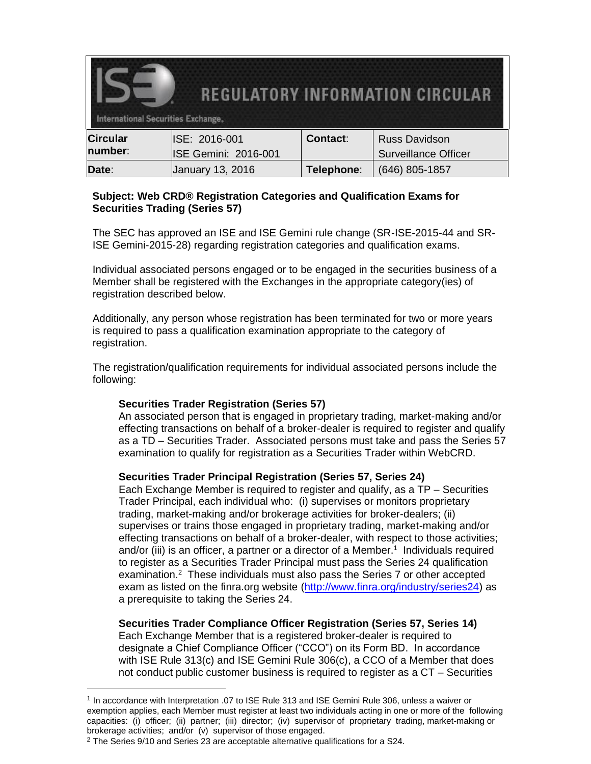# REGULATORY INFORMATION CIRCULAR

International Securities Exchange.

| Circular number: | ISE: 2016-001<br>ISE Gemini: 2016-001 | Contact: | Russ Davidson<br>Surveillance Officer |
|---|---|---|---|
| Date: | January 13, 2016 | Telephone: | (646) 805-1857 |

**Subject: Web CRD® Registration Categories and Qualification Exams for Securities Trading (Series 57)**

The SEC has approved an ISE and ISE Gemini rule change (SR-ISE-2015-44 and SR-ISE Gemini-2015-28) regarding registration categories and qualification exams.

Individual associated persons engaged or to be engaged in the securities business of a Member shall be registered with the Exchanges in the appropriate category(ies) of registration described below.

Additionally, any person whose registration has been terminated for two or more years is required to pass a qualification examination appropriate to the category of registration.

The registration/qualification requirements for individual associated persons include the following:

**Securities Trader Registration (Series 57)**
An associated person that is engaged in proprietary trading, market-making and/or effecting transactions on behalf of a broker-dealer is required to register and qualify as a TD – Securities Trader. Associated persons must take and pass the Series 57 examination to qualify for registration as a Securities Trader within WebCRD.

**Securities Trader Principal Registration (Series 57, Series 24)**
Each Exchange Member is required to register and qualify, as a TP – Securities Trader Principal, each individual who: (i) supervises or monitors proprietary trading, market-making and/or brokerage activities for broker-dealers; (ii) supervises or trains those engaged in proprietary trading, market-making and/or effecting transactions on behalf of a broker-dealer, with respect to those activities; and/or (iii) is an officer, a partner or a director of a Member.[1] Individuals required to register as a Securities Trader Principal must pass the Series 24 qualification examination.[2] These individuals must also pass the Series 7 or other accepted exam as listed on the finra.org website (http://www.finra.org/industry/series24) as a prerequisite to taking the Series 24.

**Securities Trader Compliance Officer Registration (Series 57, Series 14)**
Each Exchange Member that is a registered broker-dealer is required to designate a Chief Compliance Officer ("CCO") on its Form BD. In accordance with ISE Rule 313(c) and ISE Gemini Rule 306(c), a CCO of a Member that does not conduct public customer business is required to register as a CT – Securities

---

[1] In accordance with Interpretation .07 to ISE Rule 313 and ISE Gemini Rule 306, unless a waiver or exemption applies, each Member must register at least two individuals acting in one or more of the following capacities: (i) officer; (ii) partner; (iii) director; (iv) supervisor of proprietary trading, market-making or brokerage activities; and/or (v) supervisor of those engaged.

[2] The Series 9/10 and Series 23 are acceptable alternative qualifications for a S24.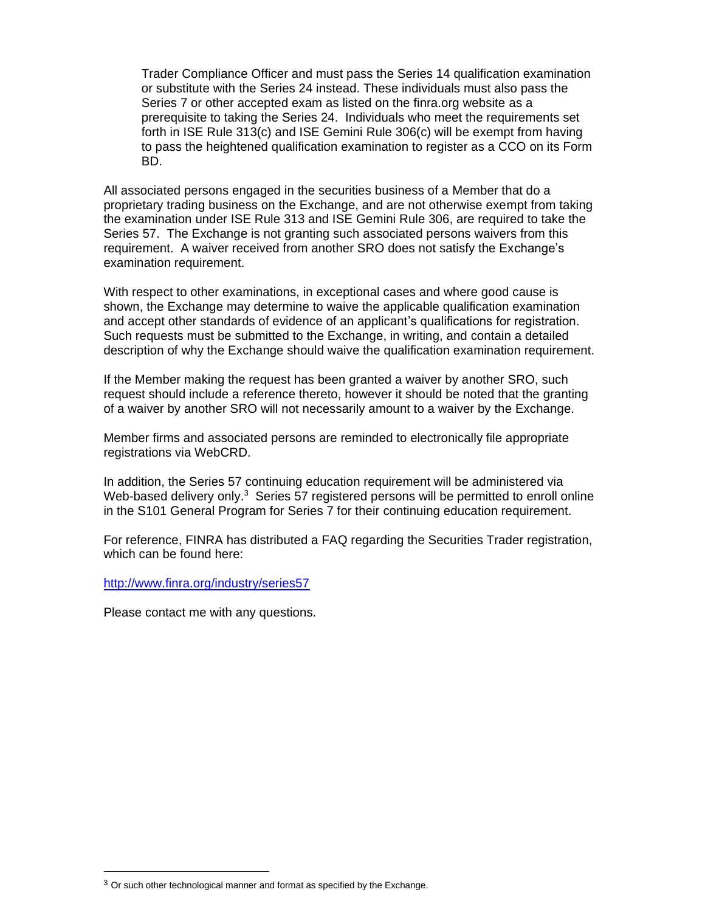Trader Compliance Officer and must pass the Series 14 qualification examination or substitute with the Series 24 instead. These individuals must also pass the Series 7 or other accepted exam as listed on the finra.org website as a prerequisite to taking the Series 24. Individuals who meet the requirements set forth in ISE Rule 313(c) and ISE Gemini Rule 306(c) will be exempt from having to pass the heightened qualification examination to register as a CCO on its Form BD.

All associated persons engaged in the securities business of a Member that do a proprietary trading business on the Exchange, and are not otherwise exempt from taking the examination under ISE Rule 313 and ISE Gemini Rule 306, are required to take the Series 57. The Exchange is not granting such associated persons waivers from this requirement. A waiver received from another SRO does not satisfy the Exchange's examination requirement.

With respect to other examinations, in exceptional cases and where good cause is shown, the Exchange may determine to waive the applicable qualification examination and accept other standards of evidence of an applicant's qualifications for registration. Such requests must be submitted to the Exchange, in writing, and contain a detailed description of why the Exchange should waive the qualification examination requirement.

If the Member making the request has been granted a waiver by another SRO, such request should include a reference thereto, however it should be noted that the granting of a waiver by another SRO will not necessarily amount to a waiver by the Exchange.

Member firms and associated persons are reminded to electronically file appropriate registrations via WebCRD.

In addition, the Series 57 continuing education requirement will be administered via Web-based delivery only.[3] Series 57 registered persons will be permitted to enroll online in the S101 General Program for Series 7 for their continuing education requirement.

For reference, FINRA has distributed a FAQ regarding the Securities Trader registration, which can be found here:

[http://www.finra.org/industry/series57](http://www.finra.org/industry/series57)

Please contact me with any questions.

---

[3] Or such other technological manner and format as specified by the Exchange.